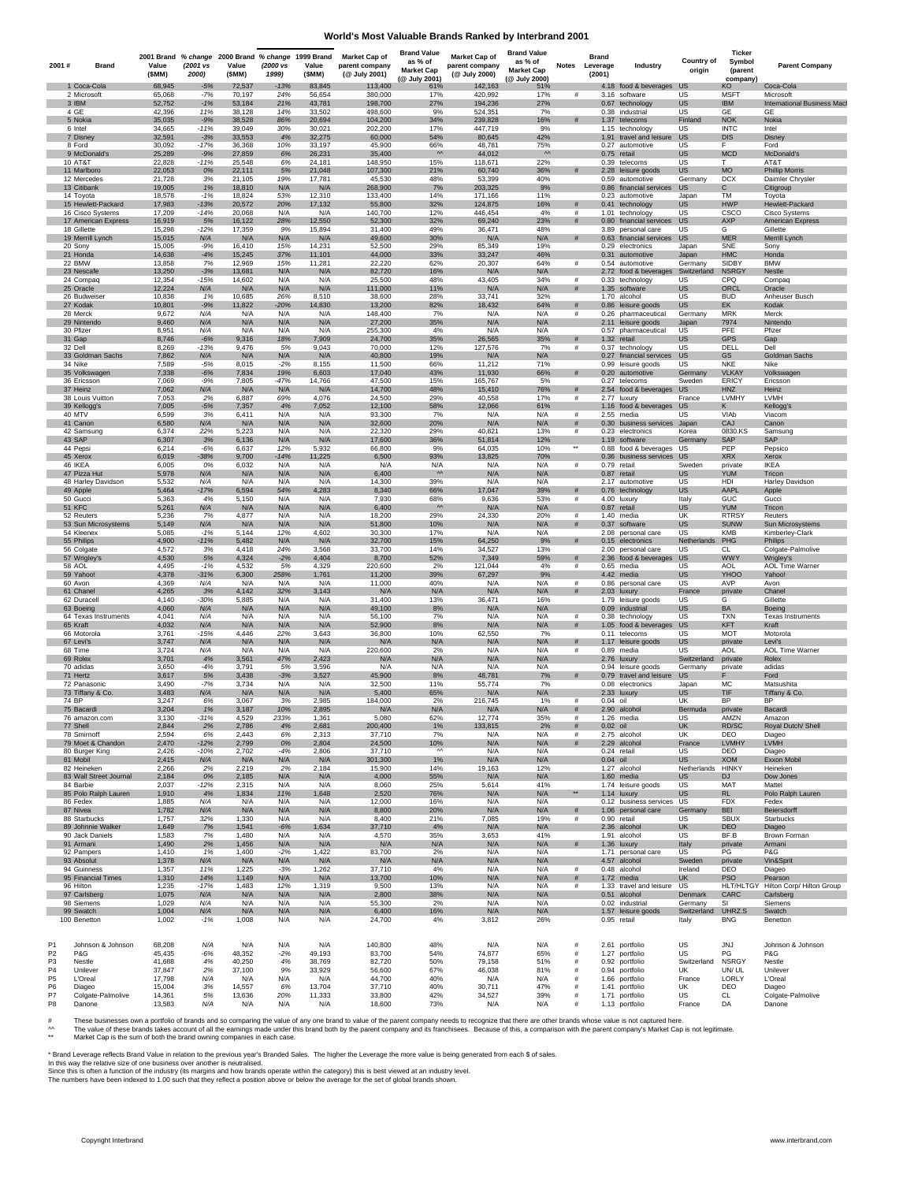# World's Most Valuable Brands Ranked by Interbrand 2001

| 2001 # | Brand | 2001 Brand Value ($MM) | % change (2001 vs 2000) | 2000 Brand Value ($MM) | % change (2000 vs 1999) | 1999 Brand Value ($MM) | Market Cap of parent company (@ July 2001) | Brand Value as % of Market Cap (@ July 2001) | Market Cap of parent company (@ July 2000) | Brand Value as % of Market Cap (@ July 2000) | Notes | Brand Leverage (2001) | Industry | Country of origin | Ticker Symbol (parent company) | Parent Company |
|---|---|---|---|---|---|---|---|---|---|---|---|---|---|---|---|---|
| 1 | Coca-Cola | 68,945 | -5% | 72,537 | -13% | 83,845 | 113,400 | 61% | 142,163 | 51% | | 4.18 | food & beverages | US | KO | Coca-Cola |
| 2 | Microsoft | 65,068 | -7% | 70,197 | 24% | 56,654 | 380,000 | 17% | 420,992 | 17% | # | 3.16 | software | US | MSFT | Microsoft |
| 3 | IBM | 52,752 | -1% | 53,184 | 21% | 43,781 | 198,700 | 27% | 194,236 | 27% | | 0.67 | technology | US | IBM | International Business Mach |
| 4 | GE | 42,396 | 11% | 38,128 | 14% | 33,502 | 498,600 | 9% | 524,351 | 7% | | 0.38 | industrial | US | GE | GE |
| 5 | Nokia | 35,035 | -9% | 38,528 | 86% | 20,694 | 104,200 | 34% | 239,828 | 16% | # | 1.37 | telecoms | Finland | NOK | Nokia |
| 6 | Intel | 34,665 | -11% | 39,049 | 30% | 30,021 | 202,200 | 17% | 447,719 | 9% | | 1.15 | technology | US | INTC | Intel |
| 7 | Disney | 32,591 | -3% | 33,553 | 4% | 32,275 | 60,000 | 54% | 80,645 | 42% | | 1.91 | travel and leisure | US | DIS | Disney |
| 8 | Ford | 30,092 | -17% | 36,368 | 10% | 33,197 | 45,900 | 66% | 48,781 | 75% | | 0.27 | automotive | US | F | Ford |
| 9 | McDonald's | 25,289 | -9% | 27,859 | 6% | 26,231 | 35,400 | ^^ | 44,012 | ^^ | | 0.75 | retail | US | MCD | McDonald's |
| 10 | AT&T | 22,828 | -11% | 25,548 | 6% | 24,181 | 148,950 | 15% | 118,671 | 22% | | 0.39 | telecoms | US | T | AT&T |
| 11 | Marlboro | 22,053 | 0% | 22,111 | 5% | 21,048 | 107,300 | 21% | 60,740 | 36% | # | 2.28 | leisure goods | US | MO | Phillip Morris |
| 12 | Mercedes | 21,728 | 3% | 21,105 | 19% | 17,781 | 45,530 | 48% | 53,399 | 40% | | 0.59 | automotive | Germany | DCX | Daimler Chrysler |
| 13 | Citibank | 19,005 | 1% | 18,810 | N/A | N/A | 268,900 | 7% | 203,325 | 9% | | 0.86 | financial services | US | C | Citigroup |
| 14 | Toyota | 18,578 | -1% | 18,824 | 53% | 12,310 | 133,400 | 14% | 171,166 | 11% | | 0.23 | automotive | Japan | TM | Toyota |
| 15 | Hewlett-Packard | 17,983 | -13% | 20,572 | 20% | 17,132 | 55,800 | 32% | 124,875 | 16% | # | 0.41 | technology | US | HWP | Hewlett-Packard |
| 16 | Cisco Systems | 17,209 | -14% | 20,068 | N/A | N/A | 140,700 | 12% | 446,454 | 4% | # | 1.01 | technology | US | CSCO | Cisco Systems |
| 17 | American Express | 16,919 | 5% | 16,122 | 28% | 12,550 | 52,300 | 32% | 69,240 | 23% | # | 0.80 | financial services | US | AXP | American Express |
| 18 | Gillette | 15,298 | -12% | 17,359 | 9% | 15,894 | 31,400 | 49% | 36,471 | 48% | | 3.89 | personal care | US | G | Gillette |
| 19 | Merrill Lynch | 15,015 | N/A | N/A | N/A | N/A | 49,600 | 30% | N/A | N/A | # | 0.63 | financial services | US | MER | Merrill Lynch |
| 20 | Sony | 15,005 | -9% | 16,410 | 15% | 14,231 | 52,500 | 29% | 85,349 | 19% | | 0.29 | electronics | Japan | SNE | Sony |
| 21 | Honda | 14,638 | -4% | 15,245 | 37% | 11,101 | 44,000 | 33% | 33,247 | 46% | | 0.31 | automotive | Japan | HMC | Honda |
| 22 | BMW | 13,858 | 7% | 12,969 | 15% | 11,281 | 22,220 | 62% | 20,307 | 64% | # | 0.54 | automotive | Germany | SIDBY | BMW |
| 23 | Nescafe | 13,250 | -3% | 13,681 | N/A | N/A | 82,720 | 16% | N/A | N/A | | 2.72 | food & beverages | Switzerland | NSRGY | Nestle |
| 24 | Compaq | 12,354 | -15% | 14,602 | N/A | N/A | 25,500 | 48% | 43,405 | 34% | # | 0.33 | technology | US | CPQ | Compaq |
| 25 | Oracle | 12,224 | N/A | N/A | N/A | N/A | 111,000 | 11% | N/A | N/A | # | 1.35 | software | US | ORCL | Oracle |
| 26 | Budweiser | 10,838 | 1% | 10,685 | 26% | 8,510 | 38,600 | 28% | 33,741 | 32% | | 1.70 | alcohol | US | BUD | Anheuser Busch |
| 27 | Kodak | 10,801 | -9% | 11,822 | -20% | 14,830 | 13,200 | 82% | 18,432 | 64% | # | 0.86 | leisure goods | US | EK | Kodak |
| 28 | Merck | 9,672 | N/A | N/A | N/A | N/A | 148,400 | 7% | N/A | N/A | # | 0.26 | pharmaceutical | Germany | MRK | Merck |
| 29 | Nintendo | 9,460 | N/A | N/A | N/A | N/A | 27,200 | 35% | N/A | N/A | | 2.11 | leisure goods | Japan | 7974 | Nintendo |
| 30 | Pfizer | 8,951 | N/A | N/A | N/A | N/A | 255,300 | 4% | N/A | N/A | | 0.57 | pharmaceutical | US | PFE | Pfizer |
| 31 | Gap | 8,746 | -6% | 9,316 | 18% | 7,909 | 24,700 | 35% | 26,565 | 35% | # | 1.32 | retail | US | GPS | Gap |
| 32 | Dell | 8,269 | -13% | 9,476 | 5% | 9,043 | 70,000 | 12% | 127,576 | 7% | # | 0.37 | technology | US | DELL | Dell |
| 33 | Goldman Sachs | 7,862 | N/A | N/A | N/A | N/A | 40,800 | 19% | N/A | N/A | | 0.27 | financial services | US | GS | Goldman Sachs |
| 34 | Nike | 7,589 | -5% | 8,015 | -2% | 8,155 | 11,500 | 66% | 11,212 | 71% | | 0.99 | leisure goods | US | NKE | Nike |
| 35 | Volkswagen | 7,338 | -6% | 7,834 | 19% | 6,603 | 17,040 | 43% | 11,930 | 66% | # | 0.20 | automotive | Germany | VLKAY | Volkswagen |
| 36 | Ericsson | 7,069 | -9% | 7,805 | -47% | 14,766 | 47,500 | 15% | 165,767 | 5% | | 0.27 | telecoms | Sweden | ERICY | Ericsson |
| 37 | Heinz | 7,062 | N/A | N/A | N/A | N/A | 14,700 | 48% | 15,410 | 76% | # | 2.54 | food & beverages | US | HNZ | Heinz |
| 38 | Louis Vuitton | 7,053 | 2% | 6,887 | 69% | 4,076 | 24,500 | 29% | 40,558 | 17% | # | 2.77 | luxury | France | LVMHY | LVMH |
| 39 | Kellogg's | 7,005 | -5% | 7,357 | 4% | 7,052 | 12,100 | 58% | 12,066 | 61% | | 1.16 | food & beverages | US | K | Kellogg's |
| 40 | MTV | 6,599 | 3% | 6,411 | N/A | N/A | 93,300 | 7% | N/A | N/A | # | 2.55 | media | US | VIAb | Viacom |
| 41 | Canon | 6,580 | N/A | N/A | N/A | N/A | 32,600 | 20% | N/A | N/A | # | 0.30 | business services | Japan | CAJ | Canon |
| 42 | Samsung | 6,374 | 22% | 5,223 | N/A | N/A | 22,320 | 29% | 40,821 | 13% | # | 0.23 | electronics | Korea | 0830.KS | Samsung |
| 43 | SAP | 6,307 | 3% | 6,136 | N/A | N/A | 17,600 | 36% | 51,814 | 12% | | 1.19 | software | Germany | SAP | SAP |
| 44 | Pepsi | 6,214 | -6% | 6,637 | 12% | 5,932 | 66,800 | 9% | 64,035 | 10% | ** | 0.88 | food & beverages | US | PEP | Pepsico |
| 45 | Xerox | 6,019 | -38% | 9,700 | -14% | 11,225 | 6,500 | 93% | 13,825 | 70% | | 0.36 | business services | US | XRX | Xerox |
| 46 | IKEA | 6,005 | 0% | 6,032 | N/A | N/A | N/A | N/A | N/A | N/A | # | 0.79 | retail | Sweden | private | IKEA |
| 47 | Pizza Hut | 5,978 | N/A | N/A | N/A | N/A | 6,400 | ^^ | N/A | N/A | | 0.87 | retail | US | YUM | Tricon |
| 48 | Harley Davidson | 5,532 | N/A | N/A | N/A | N/A | 14,300 | 39% | N/A | N/A | | 2.17 | automotive | US | HDI | Harley Davidson |
| 49 | Apple | 5,464 | -17% | 6,594 | 54% | 4,283 | 8,340 | 66% | 17,047 | 39% | # | 0.76 | technology | US | AAPL | Apple |
| 50 | Gucci | 5,363 | 4% | 5,150 | N/A | N/A | 7,930 | 68% | 9,636 | 53% | # | 4.00 | luxury | Italy | GUC | Gucci |
| 51 | KFC | 5,261 | N/A | N/A | N/A | N/A | 6,400 | ^^ | N/A | N/A | | 0.87 | retail | US | YUM | Tricon |
| 52 | Reuters | 5,236 | 7% | 4,877 | N/A | N/A | 18,200 | 29% | 24,330 | 20% | # | 1.40 | media | UK | RTRSY | Reuters |
| 53 | Sun Microsystems | 5,149 | N/A | N/A | N/A | N/A | 51,800 | 10% | N/A | N/A | # | 0.37 | software | US | SUNW | Sun Microsystems |
| 54 | Kleenex | 5,085 | -1% | 5,144 | 12% | 4,602 | 30,300 | 17% | N/A | N/A | | 2.08 | personal care | US | KMB | Kimberley-Clark |
| 55 | Philips | 4,900 | -11% | 5,482 | N/A | N/A | 32,700 | 15% | 64,250 | 9% | # | 0.15 | electronics | Netherlands | PHG | Philips |
| 56 | Colgate | 4,572 | 3% | 4,418 | 24% | 3,568 | 33,700 | 14% | 34,527 | 13% | | 2.00 | personal care | US | CL | Colgate-Palmolive |
| 57 | Wrigley's | 4,530 | 5% | 4,324 | -2% | 4,404 | 8,700 | 52% | 7,349 | 59% | # | 2.36 | food & beverages | US | WWY | Wrigley's |
| 58 | AOL | 4,495 | -1% | 4,532 | 5% | 4,329 | 220,600 | 2% | 121,044 | 4% | # | 0.65 | media | US | AOL | AOL Time Warner |
| 59 | Yahoo! | 4,378 | -31% | 6,300 | 258% | 1,761 | 11,200 | 39% | 67,297 | 9% | | 4.42 | media | US | YHOO | Yahoo! |
| 60 | Avon | 4,369 | N/A | N/A | N/A | N/A | 11,000 | 40% | N/A | N/A | # | 0.86 | personal care | US | AVP | Avon |
| 61 | Chanel | 4,265 | 3% | 4,142 | 32% | 3,143 | N/A | N/A | N/A | N/A | # | 2.03 | luxury | France | private | Chanel |
| 62 | Duracell | 4,140 | -30% | 5,885 | N/A | N/A | 31,400 | 13% | 36,471 | 16% | | 1.79 | leisure goods | US | G | Gillette |
| 63 | Boeing | 4,060 | N/A | N/A | N/A | N/A | 49,100 | 8% | N/A | N/A | | 0.09 | industrial | US | BA | Boeing |
| 64 | Texas Instruments | 4,041 | N/A | N/A | N/A | N/A | 56,100 | 7% | N/A | N/A | # | 0.38 | technology | US | TXN | Texas Instruments |
| 65 | Kraft | 4,032 | N/A | N/A | N/A | N/A | 52,900 | 8% | N/A | N/A | # | 1.05 | food & beverages | US | KFT | Kraft |
| 66 | Motorola | 3,761 | -15% | 4,446 | 22% | 3,643 | 36,800 | 10% | 62,550 | 7% | | 0.11 | telecoms | US | MOT | Motorola |
| 67 | Levi's | 3,747 | N/A | N/A | N/A | N/A | N/A | N/A | N/A | N/A | # | 1.17 | leisure goods | US | private | Levi's |
| 68 | Time | 3,724 | N/A | N/A | N/A | N/A | 220,600 | 2% | N/A | N/A | # | 0.89 | media | US | AOL | AOL Time Warner |
| 69 | Rolex | 3,701 | 4% | 3,561 | 47% | 2,423 | N/A | N/A | N/A | N/A | | 2.76 | luxury | Switzerland | private | Rolex |
| 70 | adidas | 3,650 | -4% | 3,791 | 5% | 3,596 | N/A | N/A | N/A | N/A | | 0.94 | leisure goods | Germany | private | adidas |
| 71 | Hertz | 3,617 | 5% | 3,438 | -3% | 3,527 | 45,900 | 8% | 48,781 | 7% | # | 0.79 | travel and leisure | US | F | Ford |
| 72 | Panasonic | 3,490 | -7% | 3,734 | N/A | N/A | 32,500 | 11% | 55,774 | 7% | | 0.08 | electronics | Japan | MC | Matsushita |
| 73 | Tiffany & Co. | 3,483 | N/A | N/A | N/A | N/A | 5,400 | 65% | N/A | N/A | | 2.33 | luxury | US | TIF | Tiffany & Co. |
| 74 | BP | 3,247 | 6% | 3,067 | 3% | 2,985 | 184,000 | 2% | 216,745 | 1% | # | 0.04 | oil | UK | BP | BP |
| 75 | Bacardi | 3,204 | 1% | 3,187 | 10% | 2,895 | N/A | N/A | N/A | N/A | # | 2.90 | alcohol | Bermuda | private | Bacardi |
| 76 | amazon.com | 3,130 | -31% | 4,529 | 233% | 1,361 | 5,080 | 62% | 12,774 | 35% | # | 1.26 | media | US | AMZN | Amazon |
| 77 | Shell | 2,844 | 2% | 2,786 | 4% | 2,681 | 200,400 | 1% | 133,815 | 2% | # | 0.02 | oil | UK | RD/SC | Royal Dutch/ Shell |
| 78 | Smirnoff | 2,594 | 6% | 2,443 | 6% | 2,313 | 37,710 | 7% | N/A | N/A | # | 2.75 | alcohol | UK | DEO | Diageo |
| 79 | Moet & Chandon | 2,470 | -12% | 2,799 | 0% | 2,804 | 24,500 | 10% | N/A | N/A | # | 2.29 | alcohol | France | LVMHY | LVMH |
| 80 | Burger King | 2,426 | -10% | 2,702 | -4% | 2,806 | 37,710 | ^^ | N/A | N/A | | 0.24 | retail | US | DEO | Diageo |
| 81 | Mobil | 2,415 | N/A | N/A | N/A | N/A | 301,300 | 1% | N/A | N/A | | 0.04 | oil | US | XOM | Exxon Mobil |
| 82 | Heineken | 2,266 | 2% | 2,219 | 2% | 2,184 | 15,900 | 14% | 19,163 | 12% | | 1.27 | alcohol | Netherlands | HINKY | Heineken |
| 83 | Wall Street Journal | 2,184 | 0% | 2,185 | N/A | N/A | 4,000 | 55% | N/A | N/A | | 1.60 | media | US | DJ | Dow Jones |
| 84 | Barbie | 2,037 | -12% | 2,315 | N/A | N/A | 8,060 | 25% | 5,614 | 41% | | 1.74 | leisure goods | US | MAT | Mattel |
| 85 | Polo Ralph Lauren | 1,910 | 4% | 1,834 | 11% | 1,648 | 2,520 | 76% | N/A | N/A | ** | 1.14 | luxury | US | RL | Polo Ralph Lauren |
| 86 | Fedex | 1,885 | N/A | N/A | N/A | N/A | 12,000 | 16% | N/A | N/A | | 0.12 | business services | US | FDX | Fedex |
| 87 | Nivea | 1,782 | N/A | N/A | N/A | N/A | 8,800 | 20% | N/A | N/A | # | 1.06 | personal care | Germany | BEI | Beiersdorff |
| 88 | Starbucks | 1,757 | 32% | 1,330 | N/A | N/A | 8,400 | 21% | 7,085 | 19% | # | 0.90 | retail | US | SBUX | Starbucks |
| 89 | Johnnie Walker | 1,649 | 7% | 1,541 | -6% | 1,634 | 37,710 | 4% | N/A | N/A | | 2.36 | alcohol | UK | DEO | Diageo |
| 90 | Jack Daniels | 1,583 | 7% | 1,480 | N/A | N/A | 4,570 | 35% | 3,653 | 41% | | 1.91 | alcohol | US | BF.B | Brown Forman |
| 91 | Armani | 1,490 | 2% | 1,456 | N/A | N/A | N/A | N/A | N/A | N/A | # | 1.36 | luxury | Italy | private | Armani |
| 92 | Pampers | 1,410 | 1% | 1,400 | -2% | 1,422 | 83,700 | 2% | N/A | N/A | | 1.71 | personal care | US | PG | P&G |
| 93 | Absolut | 1,378 | N/A | N/A | N/A | N/A | N/A | N/A | N/A | N/A | | 4.57 | alcohol | Sweden | private | Vin&Sprit |
| 94 | Guinness | 1,357 | 11% | 1,225 | -3% | 1,262 | 37,710 | 4% | N/A | N/A | # | 0.48 | alcohol | Ireland | DEO | Diageo |
| 95 | Financial Times | 1,310 | 14% | 1,149 | N/A | N/A | 13,700 | 10% | N/A | N/A | # | 1.72 | media | UK | PSO | Pearson |
| 96 | Hilton | 1,235 | -17% | 1,483 | 12% | 1,319 | 9,500 | 13% | N/A | N/A | # | 1.33 | travel and leisure | US | HLT/HLTGY | Hilton Corp/ Hilton Group |
| 97 | Carlsberg | 1,075 | N/A | N/A | N/A | N/A | 2,800 | 38% | N/A | N/A | | 0.51 | alcohol | Denmark | CARC | Carlsberg |
| 98 | Siemens | 1,029 | N/A | N/A | N/A | N/A | 55,300 | 2% | N/A | N/A | | 0.02 | industrial | Germany | SI | Siemens |
| 99 | Swatch | 1,004 | N/A | N/A | N/A | N/A | 6,400 | 16% | N/A | N/A | | 1.57 | leisure goods | Switzerland | UHRZ.S | Swatch |
| 100 | Benetton | 1,002 | -1% | 1,008 | N/A | N/A | 24,700 | 4% | 3,812 | 26% | | 0.95 | retail | Italy | BNG | Benetton |
| | | | | | | | | | | | | | | | | |
| P1 | Johnson & Johnson | 68,208 | N/A | N/A | N/A | N/A | 140,800 | 48% | N/A | N/A | # | 2.61 | portfolio | US | JNJ | Johnson & Johnson |
| P2 | P&G | 45,435 | -6% | 48,352 | -2% | 49,193 | 83,700 | 54% | 74,877 | 65% | # | 1.27 | portfolio | US | PG | P&G |
| P3 | Nestle | 41,688 | 4% | 40,250 | 4% | 38,769 | 82,720 | 50% | 79,158 | 51% | # | 0.92 | portfolio | Switzerland | NSRGY | Nestle |
| P4 | Unilever | 37,847 | 2% | 37,100 | 9% | 33,929 | 56,600 | 67% | 46,038 | 81% | # | 0.94 | portfolio | UK | UN/ UL | Unilever |
| P5 | L'Oreal | 17,798 | N/A | N/A | N/A | N/A | 44,700 | 40% | N/A | N/A | # | 1.66 | portfolio | France | LORLY | L'Oreal |
| P6 | Diageo | 15,004 | 3% | 14,557 | 6% | 13,704 | 37,710 | 40% | 30,711 | 47% | # | 1.41 | portfolio | UK | DEO | Diageo |
| P7 | Colgate-Palmolive | 14,361 | 5% | 13,636 | 20% | 11,333 | 33,800 | 42% | 34,527 | 39% | # | 1.71 | portfolio | US | CL | Colgate-Palmolive |
| P8 | Danone | 13,583 | N/A | N/A | N/A | N/A | 18,600 | 73% | N/A | N/A | # | 1.13 | portfolio | France | DA | Danone |

# These businesses own a portfolio of brands and so comparing the value of any one brand to value of the parent company needs to recognize that there are other brands whose value is not captured here.

^^ The value of these brands takes account of all the earnings made under this brand both by the parent company and its franchisees. Because of this, a comparison with the parent company's Market Cap is not legitimate.

** Market Cap is the sum of both the brand owning companies in each case.

\* Brand Leverage reflects Brand Value in relation to the previous year's Branded Sales. The higher the Leverage the more value is being generated from each $ of sales.
In this way the relative size of one business over another is neutralised.
Since this is often a function of the industry (its margins and how brands operate within the category) this is best viewed at an industry level.
The numbers have been indexed to 1.00 such that they reflect a position above or below the average for the set of global brands shown.

Copyright Interbrand

www.interbrand.com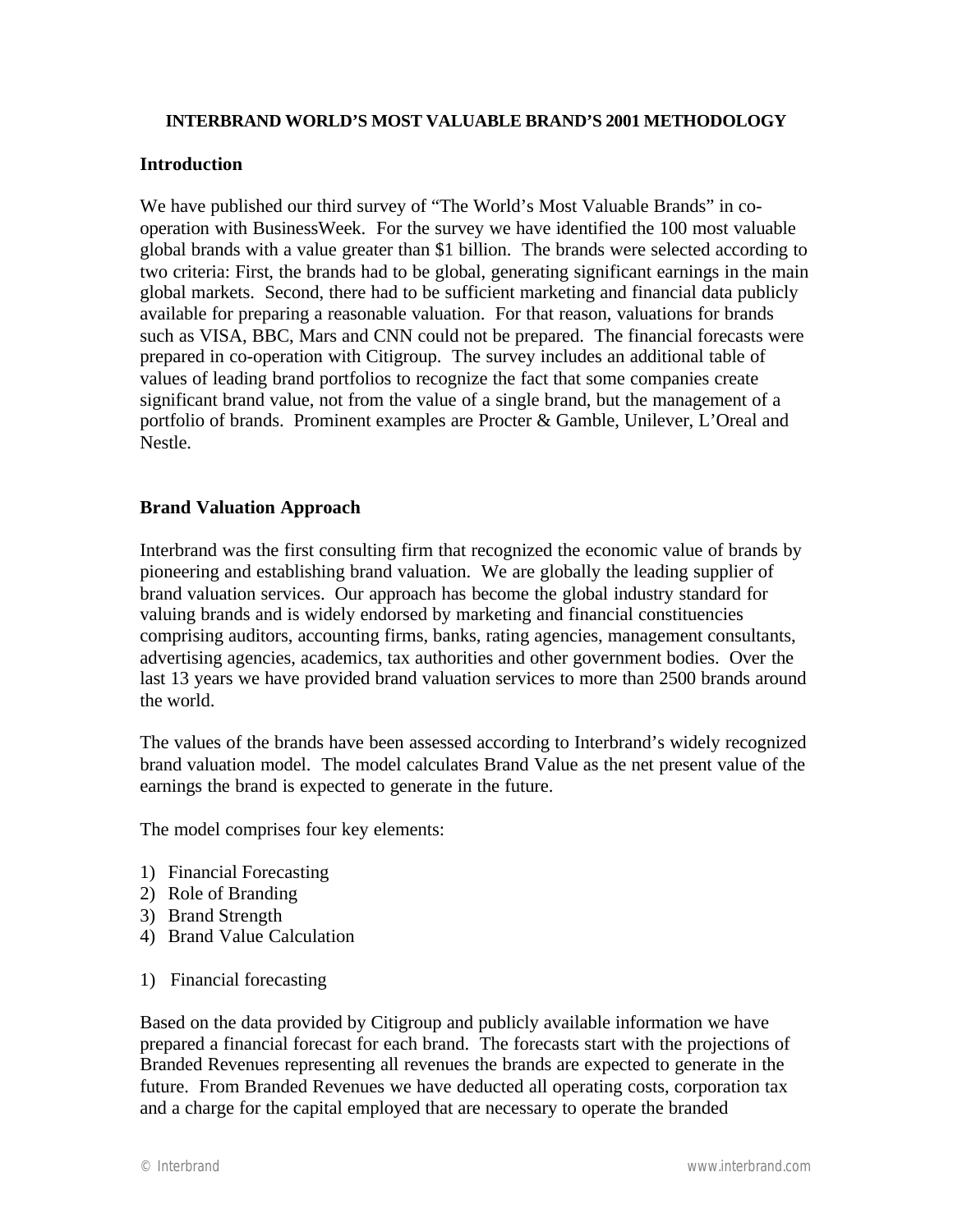**INTERBRAND WORLD'S MOST VALUABLE BRAND'S 2001 METHODOLOGY**

## Introduction

We have published our third survey of "The World's Most Valuable Brands" in co-operation with BusinessWeek. For the survey we have identified the 100 most valuable global brands with a value greater than $1 billion. The brands were selected according to two criteria: First, the brands had to be global, generating significant earnings in the main global markets. Second, there had to be sufficient marketing and financial data publicly available for preparing a reasonable valuation. For that reason, valuations for brands such as VISA, BBC, Mars and CNN could not be prepared. The financial forecasts were prepared in co-operation with Citigroup. The survey includes an additional table of values of leading brand portfolios to recognize the fact that some companies create significant brand value, not from the value of a single brand, but the management of a portfolio of brands. Prominent examples are Procter & Gamble, Unilever, L'Oreal and Nestle.

## Brand Valuation Approach

Interbrand was the first consulting firm that recognized the economic value of brands by pioneering and establishing brand valuation. We are globally the leading supplier of brand valuation services. Our approach has become the global industry standard for valuing brands and is widely endorsed by marketing and financial constituencies comprising auditors, accounting firms, banks, rating agencies, management consultants, advertising agencies, academics, tax authorities and other government bodies. Over the last 13 years we have provided brand valuation services to more than 2500 brands around the world.

The values of the brands have been assessed according to Interbrand's widely recognized brand valuation model. The model calculates Brand Value as the net present value of the earnings the brand is expected to generate in the future.

The model comprises four key elements:

1) Financial Forecasting
2) Role of Branding
3) Brand Strength
4) Brand Value Calculation

1) Financial forecasting

Based on the data provided by Citigroup and publicly available information we have prepared a financial forecast for each brand. The forecasts start with the projections of Branded Revenues representing all revenues the brands are expected to generate in the future. From Branded Revenues we have deducted all operating costs, corporation tax and a charge for the capital employed that are necessary to operate the branded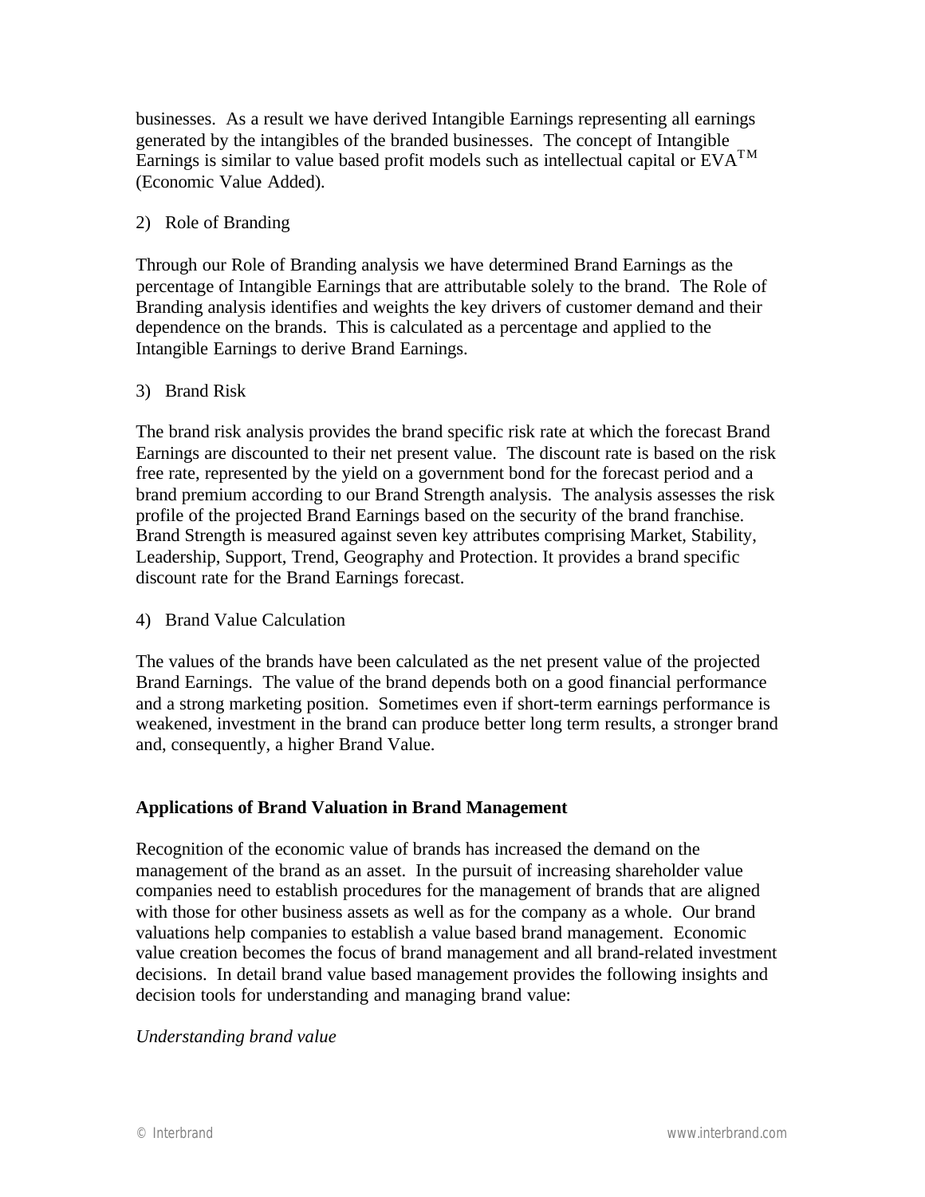businesses. As a result we have derived Intangible Earnings representing all earnings generated by the intangibles of the branded businesses. The concept of Intangible Earnings is similar to value based profit models such as intellectual capital or EVA™ (Economic Value Added).

2) Role of Branding

Through our Role of Branding analysis we have determined Brand Earnings as the percentage of Intangible Earnings that are attributable solely to the brand. The Role of Branding analysis identifies and weights the key drivers of customer demand and their dependence on the brands. This is calculated as a percentage and applied to the Intangible Earnings to derive Brand Earnings.

3) Brand Risk

The brand risk analysis provides the brand specific risk rate at which the forecast Brand Earnings are discounted to their net present value. The discount rate is based on the risk free rate, represented by the yield on a government bond for the forecast period and a brand premium according to our Brand Strength analysis. The analysis assesses the risk profile of the projected Brand Earnings based on the security of the brand franchise. Brand Strength is measured against seven key attributes comprising Market, Stability, Leadership, Support, Trend, Geography and Protection. It provides a brand specific discount rate for the Brand Earnings forecast.

4) Brand Value Calculation

The values of the brands have been calculated as the net present value of the projected Brand Earnings. The value of the brand depends both on a good financial performance and a strong marketing position. Sometimes even if short-term earnings performance is weakened, investment in the brand can produce better long term results, a stronger brand and, consequently, a higher Brand Value.

**Applications of Brand Valuation in Brand Management**

Recognition of the economic value of brands has increased the demand on the management of the brand as an asset. In the pursuit of increasing shareholder value companies need to establish procedures for the management of brands that are aligned with those for other business assets as well as for the company as a whole. Our brand valuations help companies to establish a value based brand management. Economic value creation becomes the focus of brand management and all brand-related investment decisions. In detail brand value based management provides the following insights and decision tools for understanding and managing brand value:

*Understanding brand value*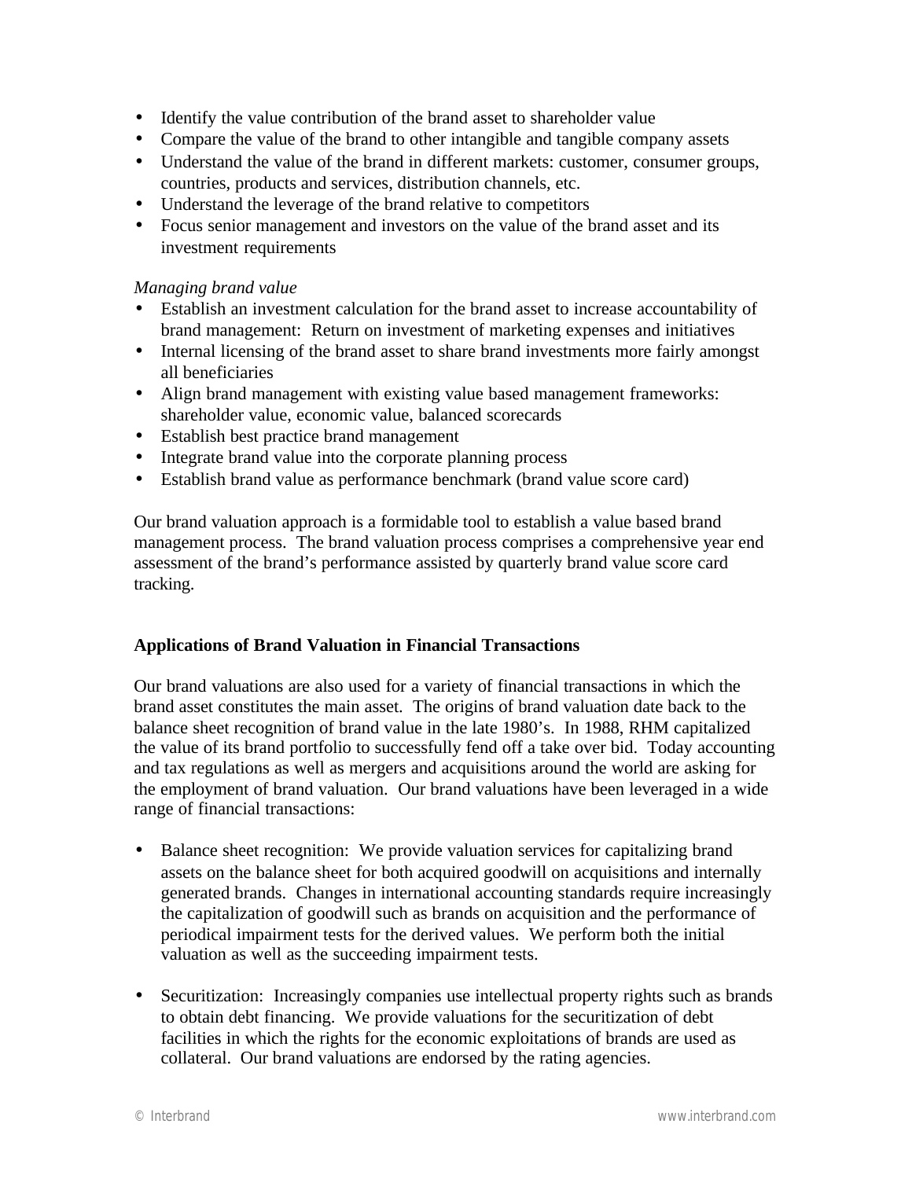- Identify the value contribution of the brand asset to shareholder value
- Compare the value of the brand to other intangible and tangible company assets
- Understand the value of the brand in different markets: customer, consumer groups, countries, products and services, distribution channels, etc.
- Understand the leverage of the brand relative to competitors
- Focus senior management and investors on the value of the brand asset and its investment requirements

*Managing brand value*

- Establish an investment calculation for the brand asset to increase accountability of brand management: Return on investment of marketing expenses and initiatives
- Internal licensing of the brand asset to share brand investments more fairly amongst all beneficiaries
- Align brand management with existing value based management frameworks: shareholder value, economic value, balanced scorecards
- Establish best practice brand management
- Integrate brand value into the corporate planning process
- Establish brand value as performance benchmark (brand value score card)

Our brand valuation approach is a formidable tool to establish a value based brand management process. The brand valuation process comprises a comprehensive year end assessment of the brand's performance assisted by quarterly brand value score card tracking.

**Applications of Brand Valuation in Financial Transactions**

Our brand valuations are also used for a variety of financial transactions in which the brand asset constitutes the main asset. The origins of brand valuation date back to the balance sheet recognition of brand value in the late 1980's. In 1988, RHM capitalized the value of its brand portfolio to successfully fend off a take over bid. Today accounting and tax regulations as well as mergers and acquisitions around the world are asking for the employment of brand valuation. Our brand valuations have been leveraged in a wide range of financial transactions:

- Balance sheet recognition: We provide valuation services for capitalizing brand assets on the balance sheet for both acquired goodwill on acquisitions and internally generated brands. Changes in international accounting standards require increasingly the capitalization of goodwill such as brands on acquisition and the performance of periodical impairment tests for the derived values. We perform both the initial valuation as well as the succeeding impairment tests.

- Securitization: Increasingly companies use intellectual property rights such as brands to obtain debt financing. We provide valuations for the securitization of debt facilities in which the rights for the economic exploitations of brands are used as collateral. Our brand valuations are endorsed by the rating agencies.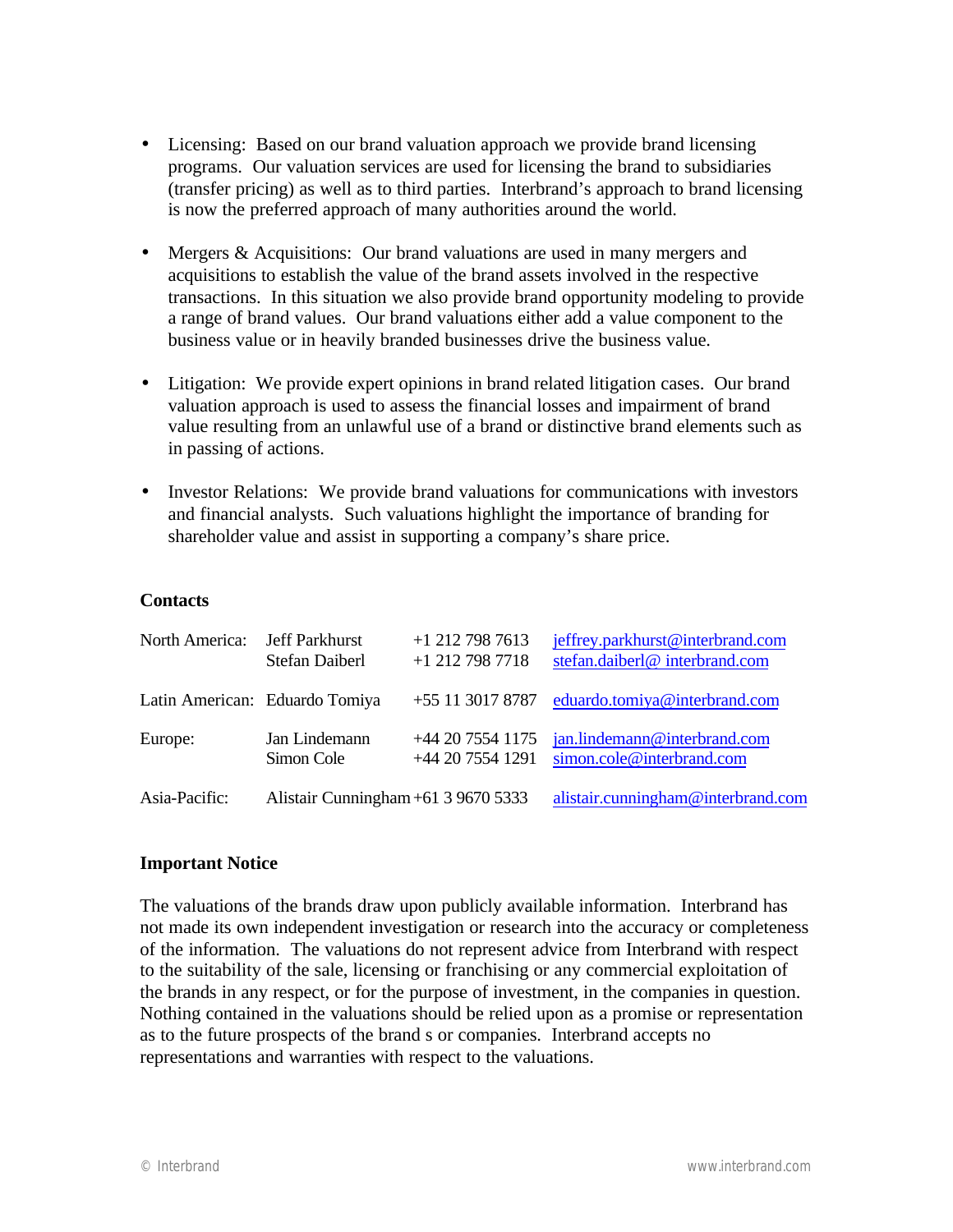- Licensing: Based on our brand valuation approach we provide brand licensing programs. Our valuation services are used for licensing the brand to subsidiaries (transfer pricing) as well as to third parties. Interbrand's approach to brand licensing is now the preferred approach of many authorities around the world.

- Mergers & Acquisitions: Our brand valuations are used in many mergers and acquisitions to establish the value of the brand assets involved in the respective transactions. In this situation we also provide brand opportunity modeling to provide a range of brand values. Our brand valuations either add a value component to the business value or in heavily branded businesses drive the business value.

- Litigation: We provide expert opinions in brand related litigation cases. Our brand valuation approach is used to assess the financial losses and impairment of brand value resulting from an unlawful use of a brand or distinctive brand elements such as in passing of actions.

- Investor Relations: We provide brand valuations for communications with investors and financial analysts. Such valuations highlight the importance of branding for shareholder value and assist in supporting a company's share price.

**Contacts**

| | | | |
|---|---|---|---|
| North America: | Jeff Parkhurst | +1 212 798 7613 | jeffrey.parkhurst@interbrand.com |
| | Stefan Daiberl | +1 212 798 7718 | stefan.daiberl@ interbrand.com |
| Latin American: | Eduardo Tomiya | +55 11 3017 8787 | eduardo.tomiya@interbrand.com |
| Europe: | Jan Lindemann | +44 20 7554 1175 | jan.lindemann@interbrand.com |
| | Simon Cole | +44 20 7554 1291 | simon.cole@interbrand.com |
| Asia-Pacific: | Alistair Cunningham | +61 3 9670 5333 | alistair.cunningham@interbrand.com |

**Important Notice**

The valuations of the brands draw upon publicly available information. Interbrand has not made its own independent investigation or research into the accuracy or completeness of the information. The valuations do not represent advice from Interbrand with respect to the suitability of the sale, licensing or franchising or any commercial exploitation of the brands in any respect, or for the purpose of investment, in the companies in question. Nothing contained in the valuations should be relied upon as a promise or representation as to the future prospects of the brand s or companies. Interbrand accepts no representations and warranties with respect to the valuations.